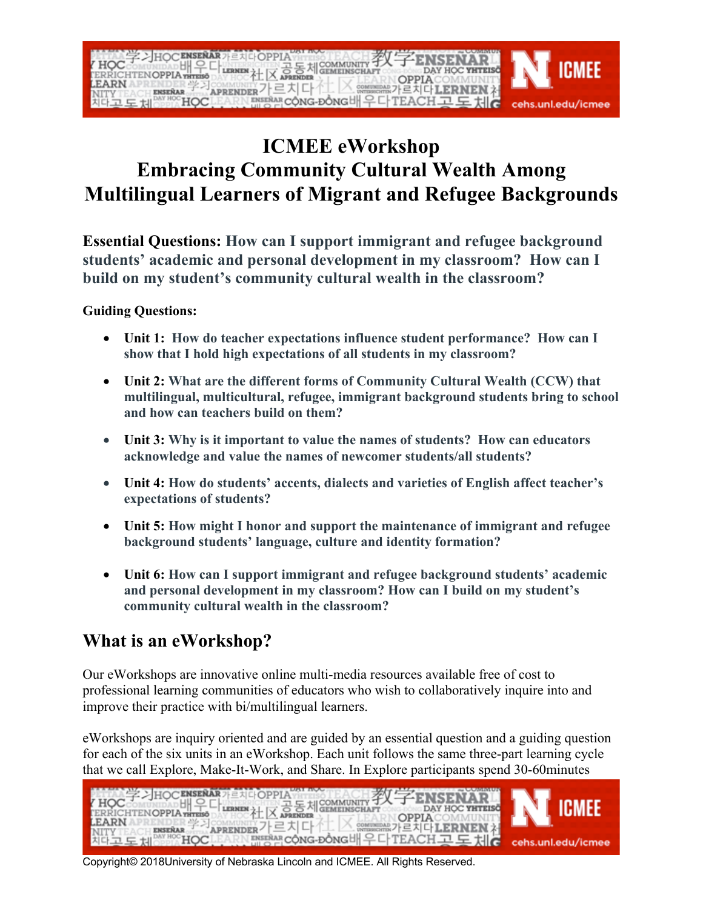# ICMEE eWorkshop
# Embracing Community Cultural Wealth Among Multilingual Learners of Migrant and Refugee Backgrounds

**Essential Questions: How can I support immigrant and refugee background students' academic and personal development in my classroom? How can I build on my student's community cultural wealth in the classroom?**

**Guiding Questions:**

- **Unit 1: How do teacher expectations influence student performance? How can I show that I hold high expectations of all students in my classroom?**
- **Unit 2: What are the different forms of Community Cultural Wealth (CCW) that multilingual, multicultural, refugee, immigrant background students bring to school and how can teachers build on them?**
- **Unit 3: Why is it important to value the names of students? How can educators acknowledge and value the names of newcomer students/all students?**
- **Unit 4: How do students' accents, dialects and varieties of English affect teacher's expectations of students?**
- **Unit 5: How might I honor and support the maintenance of immigrant and refugee background students' language, culture and identity formation?**
- **Unit 6: How can I support immigrant and refugee background students' academic and personal development in my classroom? How can I build on my student's community cultural wealth in the classroom?**

## What is an eWorkshop?

Our eWorkshops are innovative online multi-media resources available free of cost to professional learning communities of educators who wish to collaboratively inquire into and improve their practice with bi/multilingual learners.

eWorkshops are inquiry oriented and are guided by an essential question and a guiding question for each of the six units in an eWorkshop. Each unit follows the same three-part learning cycle that we call Explore, Make-It-Work, and Share. In Explore participants spend 30-60minutes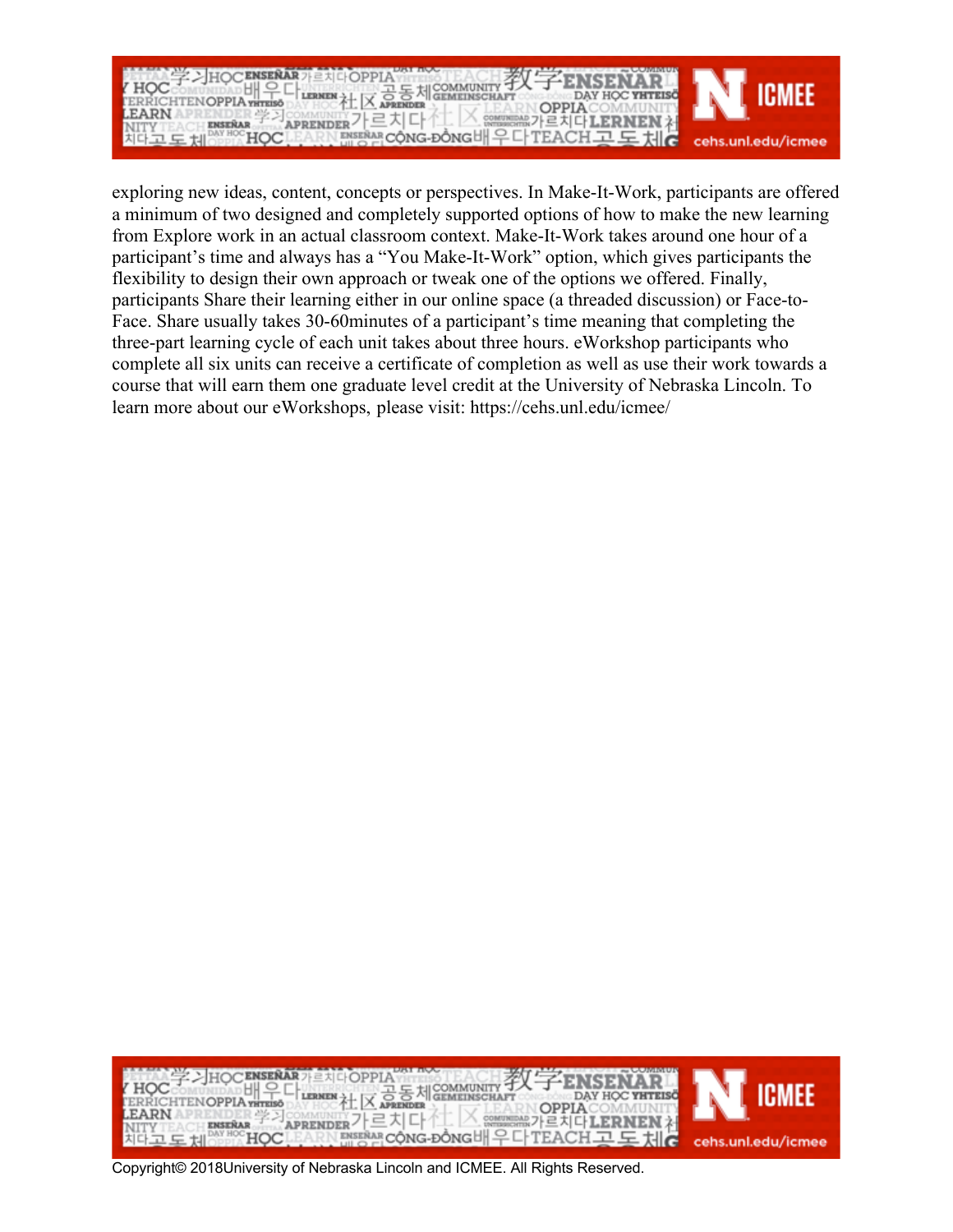exploring new ideas, content, concepts or perspectives. In Make-It-Work, participants are offered a minimum of two designed and completely supported options of how to make the new learning from Explore work in an actual classroom context. Make-It-Work takes around one hour of a participant's time and always has a "You Make-It-Work" option, which gives participants the flexibility to design their own approach or tweak one of the options we offered. Finally, participants Share their learning either in our online space (a threaded discussion) or Face-to-Face. Share usually takes 30-60minutes of a participant's time meaning that completing the three-part learning cycle of each unit takes about three hours. eWorkshop participants who complete all six units can receive a certificate of completion as well as use their work towards a course that will earn them one graduate level credit at the University of Nebraska Lincoln. To learn more about our eWorkshops, please visit: https://cehs.unl.edu/icmee/